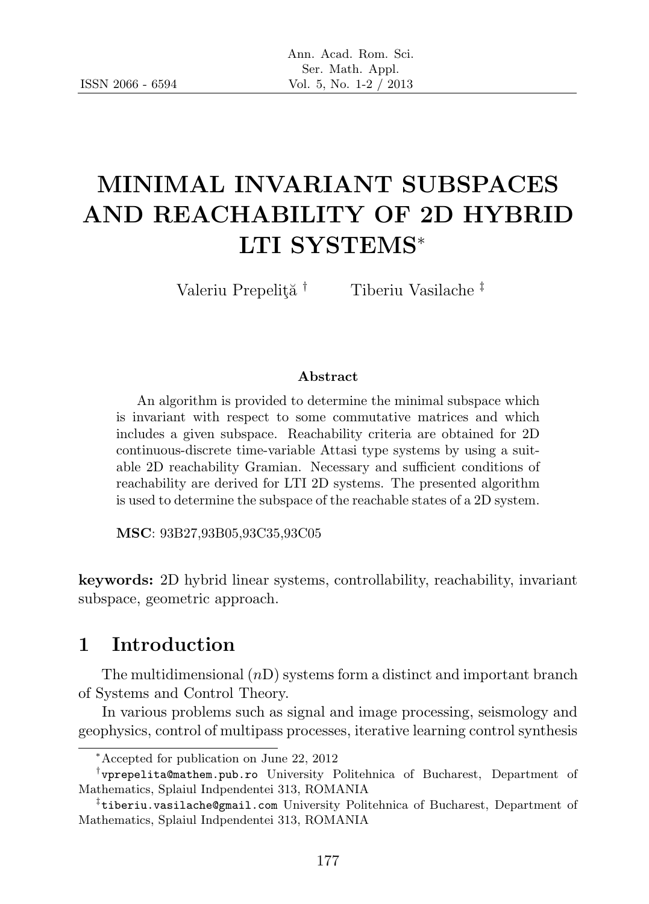# MINIMAL INVARIANT SUBSPACES AND REACHABILITY OF 2D HYBRID LTI SYSTEMS*

Valeriu Prepeliţă [†] Tiberiu Vasilache [‡]

### Abstract

An algorithm is provided to determine the minimal subspace which is invariant with respect to some commutative matrices and which includes a given subspace. Reachability criteria are obtained for 2D continuous-discrete time-variable Attasi type systems by using a suitable 2D reachability Gramian. Necessary and sufficient conditions of reachability are derived for LTI 2D systems. The presented algorithm is used to determine the subspace of the reachable states of a 2D system.

**MSC**: 93B27,93B05,93C35,93C05

**keywords:** 2D hybrid linear systems, controllability, reachability, invariant subspace, geometric approach.

## 1 Introduction

The multidimensional ($n$D) systems form a distinct and important branch of Systems and Control Theory.

In various problems such as signal and image processing, seismology and geophysics, control of multipass processes, iterative learning control synthesis

---

*Accepted for publication on June 22, 2012

[†] vprepelita@mathem.pub.ro University Politehnica of Bucharest, Department of Mathematics, Splaiul Indpendentei 313, ROMANIA

[‡] tiberiu.vasilache@gmail.com University Politehnica of Bucharest, Department of Mathematics, Splaiul Indpendentei 313, ROMANIA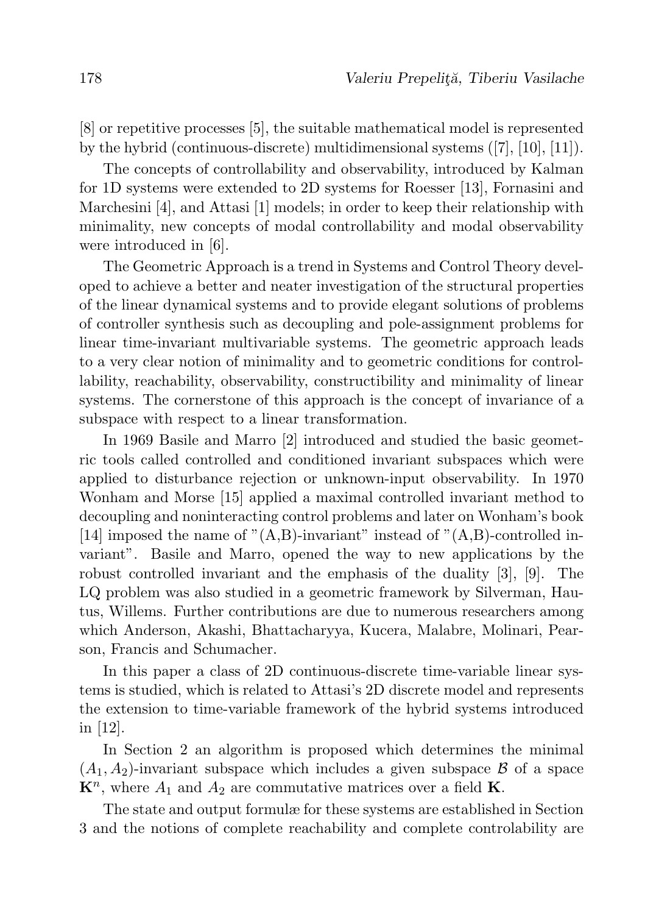[8] or repetitive processes [5], the suitable mathematical model is represented by the hybrid (continuous-discrete) multidimensional systems ([7], [10], [11]).

The concepts of controllability and observability, introduced by Kalman for 1D systems were extended to 2D systems for Roesser [13], Fornasini and Marchesini [4], and Attasi [1] models; in order to keep their relationship with minimality, new concepts of modal controllability and modal observability were introduced in [6].

The Geometric Approach is a trend in Systems and Control Theory developed to achieve a better and neater investigation of the structural properties of the linear dynamical systems and to provide elegant solutions of problems of controller synthesis such as decoupling and pole-assignment problems for linear time-invariant multivariable systems. The geometric approach leads to a very clear notion of minimality and to geometric conditions for controllability, reachability, observability, constructibility and minimality of linear systems. The cornerstone of this approach is the concept of invariance of a subspace with respect to a linear transformation.

In 1969 Basile and Marro [2] introduced and studied the basic geometric tools called controlled and conditioned invariant subspaces which were applied to disturbance rejection or unknown-input observability. In 1970 Wonham and Morse [15] applied a maximal controlled invariant method to decoupling and noninteracting control problems and later on Wonham's book [14] imposed the name of "(A,B)-invariant" instead of "(A,B)-controlled invariant". Basile and Marro, opened the way to new applications by the robust controlled invariant and the emphasis of the duality [3], [9]. The LQ problem was also studied in a geometric framework by Silverman, Hautus, Willems. Further contributions are due to numerous researchers among which Anderson, Akashi, Bhattacharyya, Kucera, Malabre, Molinari, Pearson, Francis and Schumacher.

In this paper a class of 2D continuous-discrete time-variable linear systems is studied, which is related to Attasi's 2D discrete model and represents the extension to time-variable framework of the hybrid systems introduced in [12].

In Section 2 an algorithm is proposed which determines the minimal $(A_1, A_2)$-invariant subspace which includes a given subspace $\mathcal{B}$ of a space $\mathbf{K}^n$, where $A_1$ and $A_2$ are commutative matrices over a field $\mathbf{K}$.

The state and output formulæ for these systems are established in Section 3 and the notions of complete reachability and complete controlability are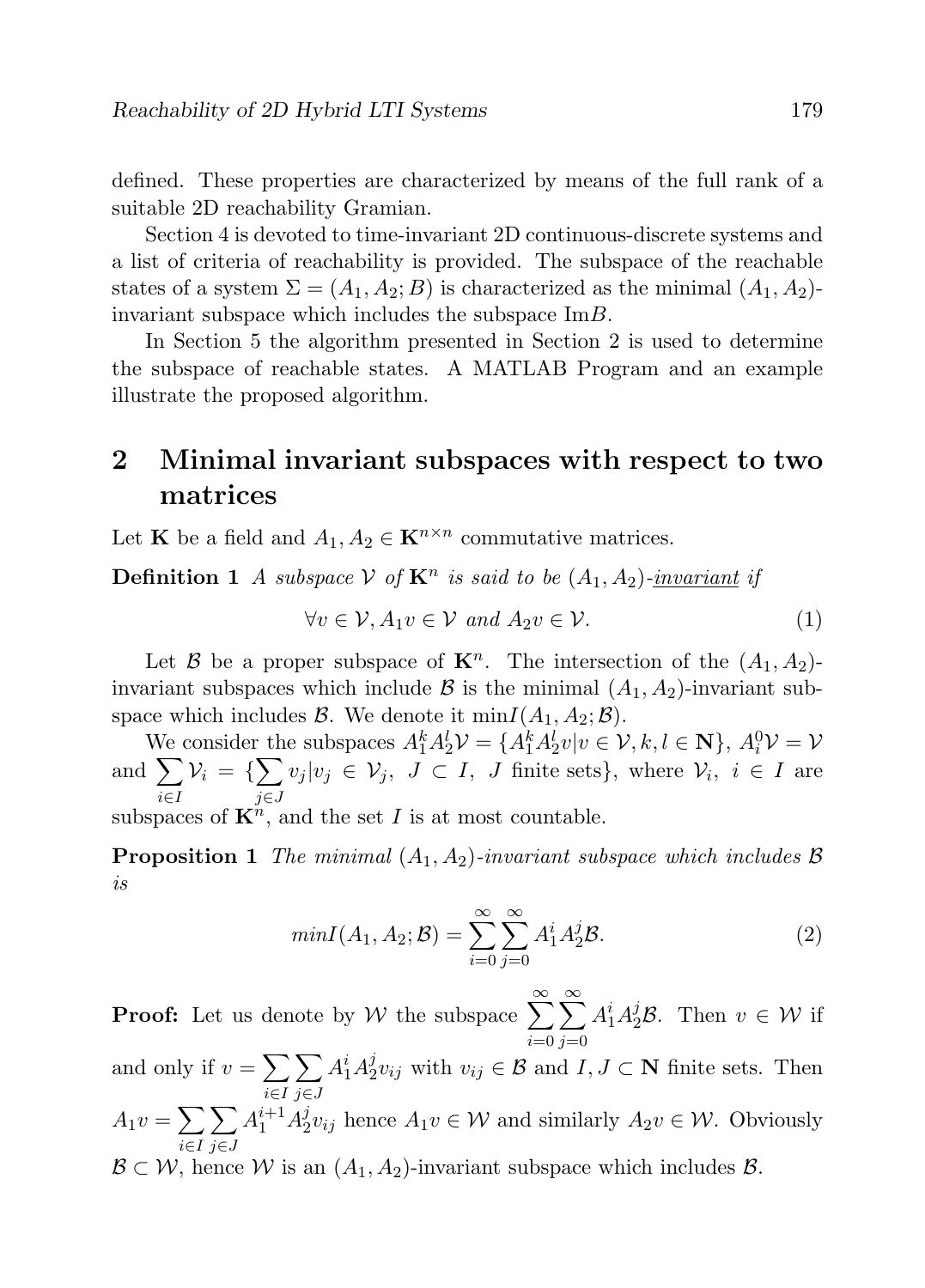defined. These properties are characterized by means of the full rank of a suitable 2D reachability Gramian.

Section 4 is devoted to time-invariant 2D continuous-discrete systems and a list of criteria of reachability is provided. The subspace of the reachable states of a system $\Sigma = (A_1, A_2; B)$ is characterized as the minimal $(A_1, A_2)$-invariant subspace which includes the subspace $\mathrm{Im}B$.

In Section 5 the algorithm presented in Section 2 is used to determine the subspace of reachable states. A MATLAB Program and an example illustrate the proposed algorithm.

## 2 Minimal invariant subspaces with respect to two matrices

Let $\mathbf{K}$ be a field and $A_1, A_2 \in \mathbf{K}^{n\times n}$ commutative matrices.

**Definition 1** *A subspace $\mathcal{V}$ of $\mathbf{K}^n$ is said to be $(A_1, A_2)$-invariant if*

$$\forall v \in \mathcal{V}, A_1 v \in \mathcal{V} \text{ and } A_2 v \in \mathcal{V}. \tag{1}$$

Let $\mathcal{B}$ be a proper subspace of $\mathbf{K}^n$. The intersection of the $(A_1, A_2)$-invariant subspaces which include $\mathcal{B}$ is the minimal $(A_1, A_2)$-invariant subspace which includes $\mathcal{B}$. We denote it $\min I(A_1, A_2; \mathcal{B})$.

We consider the subspaces $A_1^k A_2^l \mathcal{V} = \{A_1^k A_2^l v | v \in \mathcal{V}, k, l \in \mathbf{N}\}$, $A_i^0 \mathcal{V} = \mathcal{V}$ and $\sum_{i\in I} \mathcal{V}_i = \{\sum_{j\in J} v_j | v_j \in \mathcal{V}_j,\ J \subset I,\ J \text{ finite sets}\}$, where $\mathcal{V}_i,\ i \in I$ are subspaces of $\mathbf{K}^n$, and the set $I$ is at most countable.

**Proposition 1** *The minimal $(A_1, A_2)$-invariant subspace which includes $\mathcal{B}$ is*

$$minI(A_1, A_2; \mathcal{B}) = \sum_{i=0}^{\infty} \sum_{j=0}^{\infty} A_1^i A_2^j \mathcal{B}. \tag{2}$$

**Proof:** Let us denote by $\mathcal{W}$ the subspace $\sum_{i=0}^{\infty} \sum_{j=0}^{\infty} A_1^i A_2^j \mathcal{B}$. Then $v \in \mathcal{W}$ if and only if $v = \sum_{i\in I} \sum_{j\in J} A_1^i A_2^j v_{ij}$ with $v_{ij} \in \mathcal{B}$ and $I, J \subset \mathbf{N}$ finite sets. Then $A_1 v = \sum_{i\in I} \sum_{j\in J} A_1^{i+1} A_2^j v_{ij}$ hence $A_1 v \in \mathcal{W}$ and similarly $A_2 v \in \mathcal{W}$. Obviously $\mathcal{B} \subset \mathcal{W}$, hence $\mathcal{W}$ is an $(A_1, A_2)$-invariant subspace which includes $\mathcal{B}$.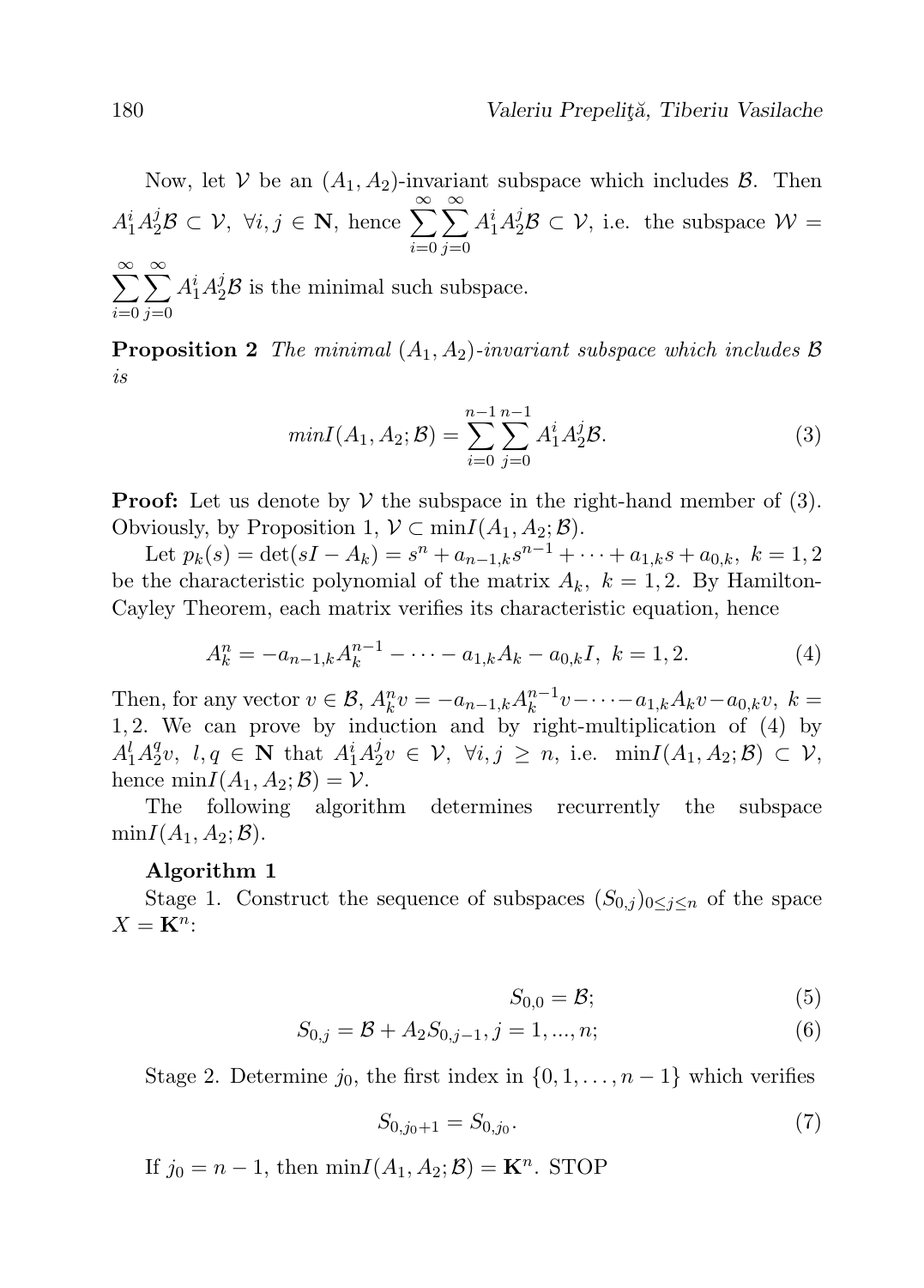Now, let $\mathcal{V}$ be an $(A_1, A_2)$-invariant subspace which includes $\mathcal{B}$. Then $A_1^i A_2^j \mathcal{B} \subset \mathcal{V},\ \forall i, j \in \mathbf{N}$, hence $\sum_{i=0}^{\infty}\sum_{j=0}^{\infty} A_1^i A_2^j \mathcal{B} \subset \mathcal{V}$, i.e. the subspace $\mathcal{W} = \sum_{i=0}^{\infty}\sum_{j=0}^{\infty} A_1^i A_2^j \mathcal{B}$ is the minimal such subspace.

**Proposition 2** *The minimal $(A_1, A_2)$-invariant subspace which includes $\mathcal{B}$ is*

$$minI(A_1, A_2; \mathcal{B}) = \sum_{i=0}^{n-1}\sum_{j=0}^{n-1} A_1^i A_2^j \mathcal{B}. \tag{3}$$

**Proof:** Let us denote by $\mathcal{V}$ the subspace in the right-hand member of (3). Obviously, by Proposition 1, $\mathcal{V} \subset \min I(A_1, A_2; \mathcal{B})$.

Let $p_k(s) = \det(sI - A_k) = s^n + a_{n-1,k}s^{n-1} + \cdots + a_{1,k}s + a_{0,k},\ k = 1, 2$ be the characteristic polynomial of the matrix $A_k,\ k = 1, 2$. By Hamilton-Cayley Theorem, each matrix verifies its characteristic equation, hence

$$A_k^n = -a_{n-1,k}A_k^{n-1} - \cdots - a_{1,k}A_k - a_{0,k}I,\ k = 1, 2. \tag{4}$$

Then, for any vector $v \in \mathcal{B}$, $A_k^n v = -a_{n-1,k}A_k^{n-1}v - \cdots - a_{1,k}A_k v - a_{0,k}v,\ k = 1, 2$. We can prove by induction and by right-multiplication of (4) by $A_1^l A_2^q v,\ l, q \in \mathbf{N}$ that $A_1^i A_2^j v \in \mathcal{V},\ \forall i, j \geq n$, i.e. $\min I(A_1, A_2; \mathcal{B}) \subset \mathcal{V}$, hence $\min I(A_1, A_2; \mathcal{B}) = \mathcal{V}$.

The following algorithm determines recurrently the subspace $\min I(A_1, A_2; \mathcal{B})$.

**Algorithm 1**

Stage 1. Construct the sequence of subspaces $(S_{0,j})_{0 \leq j \leq n}$ of the space $X = \mathbf{K}^n$:

$$S_{0,0} = \mathcal{B}; \tag{5}$$

$$S_{0,j} = \mathcal{B} + A_2 S_{0,j-1}, j = 1, ..., n; \tag{6}$$

Stage 2. Determine $j_0$, the first index in $\{0, 1, \ldots, n-1\}$ which verifies

$$S_{0,j_0+1} = S_{0,j_0}. \tag{7}$$

If $j_0 = n - 1$, then $\min I(A_1, A_2; \mathcal{B}) = \mathbf{K}^n$. STOP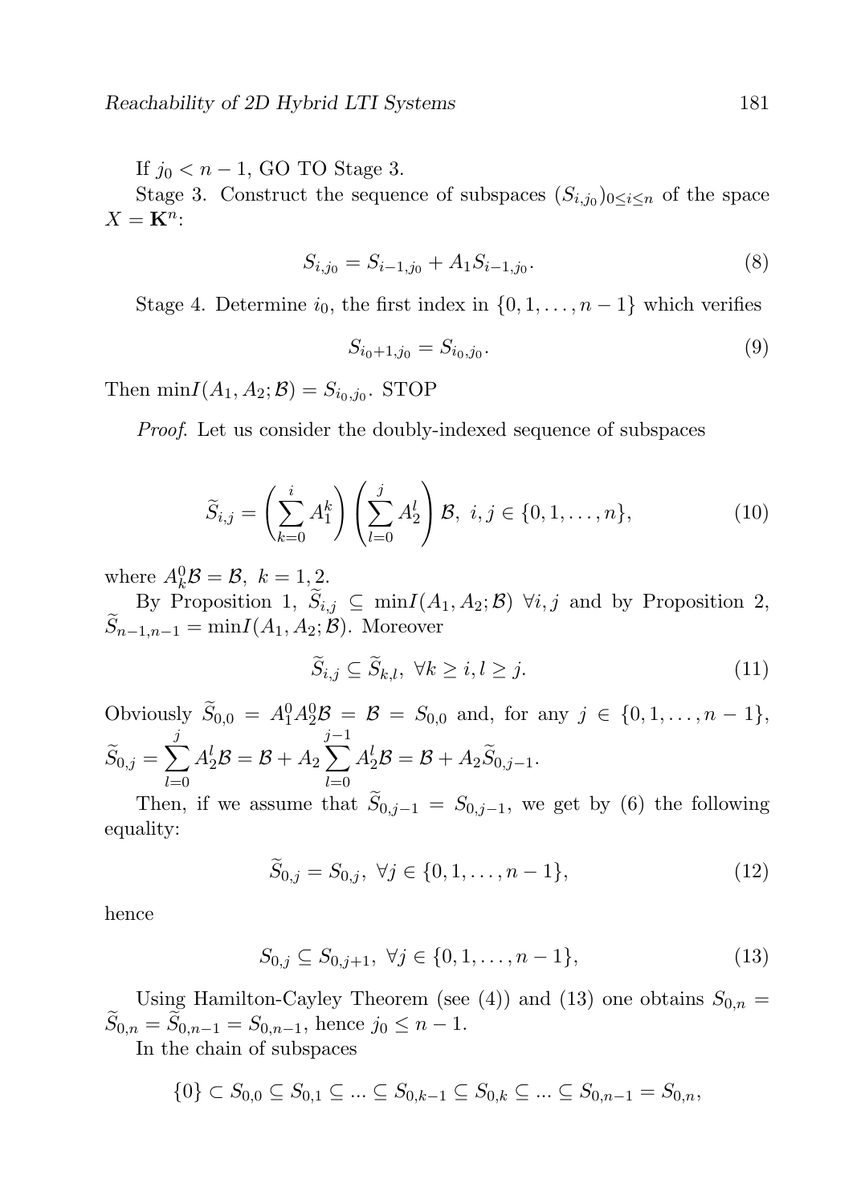If $j_0 < n-1$, GO TO Stage 3.

Stage 3. Construct the sequence of subspaces $(S_{i,j_0})_{0 \leq i \leq n}$ of the space $X = \mathbf{K}^n$:

$$S_{i,j_0} = S_{i-1,j_0} + A_1 S_{i-1,j_0}. \tag{8}$$

Stage 4. Determine $i_0$, the first index in $\{0, 1, \ldots, n-1\}$ which verifies

$$S_{i_0+1,j_0} = S_{i_0,j_0}. \tag{9}$$

Then $\min I(A_1, A_2; \mathcal{B}) = S_{i_0,j_0}$. STOP

*Proof.* Let us consider the doubly-indexed sequence of subspaces

$$\widetilde{S}_{i,j} = \left( \sum_{k=0}^{i} A_1^k \right) \left( \sum_{l=0}^{j} A_2^l \right) \mathcal{B}, \; i, j \in \{0, 1, \ldots, n\}, \tag{10}$$

where $A_k^0 \mathcal{B} = \mathcal{B}, \; k = 1, 2$.

By Proposition 1, $\widetilde{S}_{i,j} \subseteq \min I(A_1, A_2; \mathcal{B}) \; \forall i, j$ and by Proposition 2, $\widetilde{S}_{n-1,n-1} = \min I(A_1, A_2; \mathcal{B})$. Moreover

$$\widetilde{S}_{i,j} \subseteq \widetilde{S}_{k,l}, \; \forall k \geq i, l \geq j. \tag{11}$$

Obviously $\widetilde{S}_{0,0} = A_1^0 A_2^0 \mathcal{B} = \mathcal{B} = S_{0,0}$ and, for any $j \in \{0, 1, \ldots, n-1\}$, $\widetilde{S}_{0,j} = \sum_{l=0}^{j} A_2^l \mathcal{B} = \mathcal{B} + A_2 \sum_{l=0}^{j-1} A_2^l \mathcal{B} = \mathcal{B} + A_2 \widetilde{S}_{0,j-1}$.

Then, if we assume that $\widetilde{S}_{0,j-1} = S_{0,j-1}$, we get by (6) the following equality:

$$\widetilde{S}_{0,j} = S_{0,j}, \; \forall j \in \{0, 1, \ldots, n-1\}, \tag{12}$$

hence

$$S_{0,j} \subseteq S_{0,j+1}, \; \forall j \in \{0, 1, \ldots, n-1\}, \tag{13}$$

Using Hamilton-Cayley Theorem (see (4)) and (13) one obtains $S_{0,n} = \widetilde{S}_{0,n} = \widetilde{S}_{0,n-1} = S_{0,n-1}$, hence $j_0 \leq n-1$.

In the chain of subspaces

$$\{0\} \subset S_{0,0} \subseteq S_{0,1} \subseteq \ldots \subseteq S_{0,k-1} \subseteq S_{0,k} \subseteq \ldots \subseteq S_{0,n-1} = S_{0,n},$$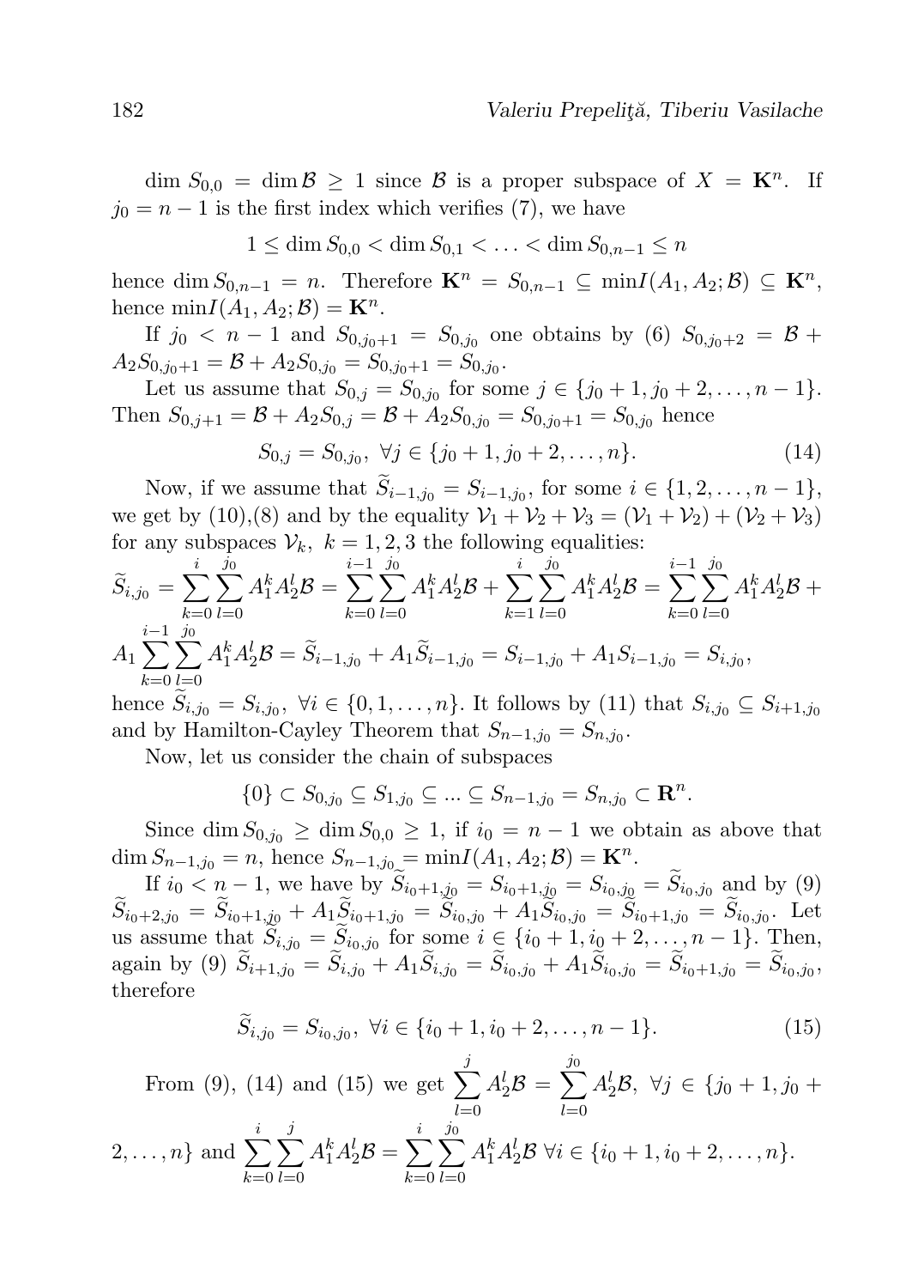$\dim S_{0,0} = \dim \mathcal{B} \geq 1$ since $\mathcal{B}$ is a proper subspace of $X = \mathbf{K}^n$. If $j_0 = n-1$ is the first index which verifies (7), we have

$$1 \leq \dim S_{0,0} < \dim S_{0,1} < \ldots < \dim S_{0,n-1} \leq n$$

hence $\dim S_{0,n-1} = n$. Therefore $\mathbf{K}^n = S_{0,n-1} \subseteq \min I(A_1, A_2; \mathcal{B}) \subseteq \mathbf{K}^n$, hence $\min I(A_1, A_2; \mathcal{B}) = \mathbf{K}^n$.

If $j_0 < n-1$ and $S_{0,j_0+1} = S_{0,j_0}$ one obtains by (6) $S_{0,j_0+2} = \mathcal{B} + A_2 S_{0,j_0+1} = \mathcal{B} + A_2 S_{0,j_0} = S_{0,j_0+1} = S_{0,j_0}$.

Let us assume that $S_{0,j} = S_{0,j_0}$ for some $j \in \{j_0+1, j_0+2, \ldots, n-1\}$. Then $S_{0,j+1} = \mathcal{B} + A_2 S_{0,j} = \mathcal{B} + A_2 S_{0,j_0} = S_{0,j_0+1} = S_{0,j_0}$ hence

$$S_{0,j} = S_{0,j_0}, \ \forall j \in \{j_0+1, j_0+2, \ldots, n\}. \tag{14}$$

Now, if we assume that $\widetilde{S}_{i-1,j_0} = S_{i-1,j_0}$, for some $i \in \{1, 2, \ldots, n-1\}$, we get by (10),(8) and by the equality $\mathcal{V}_1 + \mathcal{V}_2 + \mathcal{V}_3 = (\mathcal{V}_1 + \mathcal{V}_2) + (\mathcal{V}_2 + \mathcal{V}_3)$ for any subspaces $\mathcal{V}_k$, $k = 1, 2, 3$ the following equalities:

$$\widetilde{S}_{i,j_0} = \sum_{k=0}^{i} \sum_{l=0}^{j_0} A_1^k A_2^l \mathcal{B} = \sum_{k=0}^{i-1} \sum_{l=0}^{j_0} A_1^k A_2^l \mathcal{B} + \sum_{k=1}^{i} \sum_{l=0}^{j_0} A_1^k A_2^l \mathcal{B} = \sum_{k=0}^{i-1} \sum_{l=0}^{j_0} A_1^k A_2^l \mathcal{B} +$$
$$A_1 \sum_{k=0}^{i-1} \sum_{l=0}^{j_0} A_1^k A_2^l \mathcal{B} = \widetilde{S}_{i-1,j_0} + A_1 \widetilde{S}_{i-1,j_0} = S_{i-1,j_0} + A_1 S_{i-1,j_0} = S_{i,j_0},$$

hence $\widetilde{S}_{i,j_0} = S_{i,j_0}$, $\forall i \in \{0, 1, \ldots, n\}$. It follows by (11) that $S_{i,j_0} \subseteq S_{i+1,j_0}$ and by Hamilton-Cayley Theorem that $S_{n-1,j_0} = S_{n,j_0}$.

Now, let us consider the chain of subspaces

$$\{0\} \subset S_{0,j_0} \subseteq S_{1,j_0} \subseteq \ldots \subseteq S_{n-1,j_0} = S_{n,j_0} \subset \mathbf{R}^n.$$

Since $\dim S_{0,j_0} \geq \dim S_{0,0} \geq 1$, if $i_0 = n-1$ we obtain as above that $\dim S_{n-1,j_0} = n$, hence $S_{n-1,j_0} = \min I(A_1, A_2; \mathcal{B}) = \mathbf{K}^n$.

If $i_0 < n-1$, we have by $\widetilde{S}_{i_0+1,j_0} = S_{i_0+1,j_0} = S_{i_0,j_0} = \widetilde{S}_{i_0,j_0}$ and by (9) $\widetilde{S}_{i_0+2,j_0} = \widetilde{S}_{i_0+1,j_0} + A_1 \widetilde{S}_{i_0+1,j_0} = \widetilde{S}_{i_0,j_0} + A_1 \widetilde{S}_{i_0,j_0} = \widetilde{S}_{i_0+1,j_0} = \widetilde{S}_{i_0,j_0}$. Let us assume that $\widetilde{S}_{i,j_0} = \widetilde{S}_{i_0,j_0}$ for some $i \in \{i_0+1, i_0+2, \ldots, n-1\}$. Then, again by (9) $\widetilde{S}_{i+1,j_0} = \widetilde{S}_{i,j_0} + A_1 \widetilde{S}_{i,j_0} = \widetilde{S}_{i_0,j_0} + A_1 \widetilde{S}_{i_0,j_0} = \widetilde{S}_{i_0+1,j_0} = \widetilde{S}_{i_0,j_0}$, therefore

$$\widetilde{S}_{i,j_0} = S_{i_0,j_0}, \ \forall i \in \{i_0+1, i_0+2, \ldots, n-1\}. \tag{15}$$

From (9), (14) and (15) we get $\sum_{l=0}^{j} A_2^l \mathcal{B} = \sum_{l=0}^{j_0} A_2^l \mathcal{B}$, $\forall j \in \{j_0+1, j_0+2, \ldots, n\}$ and $\sum_{k=0}^{i} \sum_{l=0}^{j} A_1^k A_2^l \mathcal{B} = \sum_{k=0}^{i} \sum_{l=0}^{j_0} A_1^k A_2^l \mathcal{B}$ $\forall i \in \{i_0+1, i_0+2, \ldots, n\}$.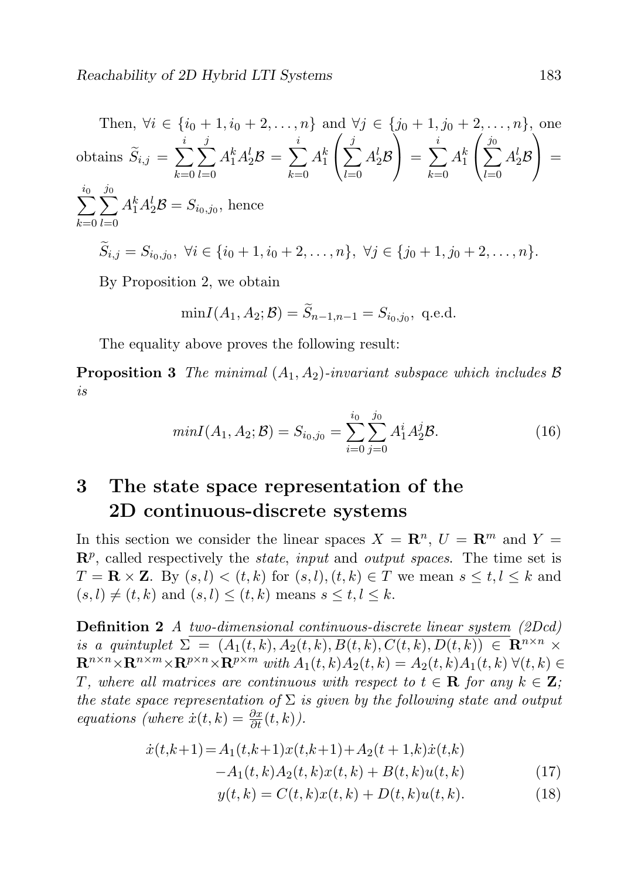Then, $\forall i \in \{i_0+1, i_0+2, \ldots, n\}$ and $\forall j \in \{j_0+1, j_0+2, \ldots, n\}$, one obtains $\widetilde{S}_{i,j} = \sum_{k=0}^{i}\sum_{l=0}^{j} A_1^k A_2^l \mathcal{B} = \sum_{k=0}^{i} A_1^k \left(\sum_{l=0}^{j} A_2^l \mathcal{B}\right) = \sum_{k=0}^{i} A_1^k \left(\sum_{l=0}^{j_0} A_2^l \mathcal{B}\right) = \sum_{k=0}^{i_0}\sum_{l=0}^{j_0} A_1^k A_2^l \mathcal{B} = S_{i_0,j_0}$, hence

$$\widetilde{S}_{i,j} = S_{i_0,j_0},\ \forall i \in \{i_0+1, i_0+2, \ldots, n\},\ \forall j \in \{j_0+1, j_0+2, \ldots, n\}.$$

By Proposition 2, we obtain

$$\min I(A_1, A_2; \mathcal{B}) = \widetilde{S}_{n-1,n-1} = S_{i_0,j_0},\ \text{q.e.d.}$$

The equality above proves the following result:

**Proposition 3** *The minimal $(A_1, A_2)$-invariant subspace which includes $\mathcal{B}$ is*

$$\min I(A_1, A_2; \mathcal{B}) = S_{i_0,j_0} = \sum_{i=0}^{i_0}\sum_{j=0}^{j_0} A_1^i A_2^j \mathcal{B}. \tag{16}$$

# 3 The state space representation of the 2D continuous-discrete systems

In this section we consider the linear spaces $X = \mathbf{R}^n$, $U = \mathbf{R}^m$ and $Y = \mathbf{R}^p$, called respectively the *state*, *input* and *output spaces*. The time set is $T = \mathbf{R} \times \mathbf{Z}$. By $(s,l) < (t,k)$ for $(s,l),(t,k) \in T$ we mean $s \le t, l \le k$ and $(s,l) \ne (t,k)$ and $(s,l) \le (t,k)$ means $s \le t, l \le k$.

**Definition 2** *A two-dimensional continuous-discrete linear system (2Dcd) is a quintuplet $\Sigma = \overline{(A_1(t,k), A_2(t,k), B(t,k), C(t,k), D(t,k)) \in \mathbf{R}^{n\times n}} \times \mathbf{R}^{n\times n} \times \mathbf{R}^{n\times m} \times \mathbf{R}^{p\times n} \times \mathbf{R}^{p\times m}$ with $A_1(t,k)A_2(t,k) = A_2(t,k)A_1(t,k)\ \forall (t,k) \in T$, where all matrices are continuous with respect to $t \in \mathbf{R}$ for any $k \in \mathbf{Z}$; the state space representation of $\Sigma$ is given by the following state and output equations (where $\dot{x}(t,k) = \frac{\partial x}{\partial t}(t,k)$).*

$$\begin{aligned} \dot{x}(t,k+1) = {} & A_1(t,k+1)x(t,k+1) + A_2(t+1,k)\dot{x}(t,k) \\ & - A_1(t,k)A_2(t,k)x(t,k) + B(t,k)u(t,k) \end{aligned} \tag{17}$$

$$y(t,k) = C(t,k)x(t,k) + D(t,k)u(t,k). \tag{18}$$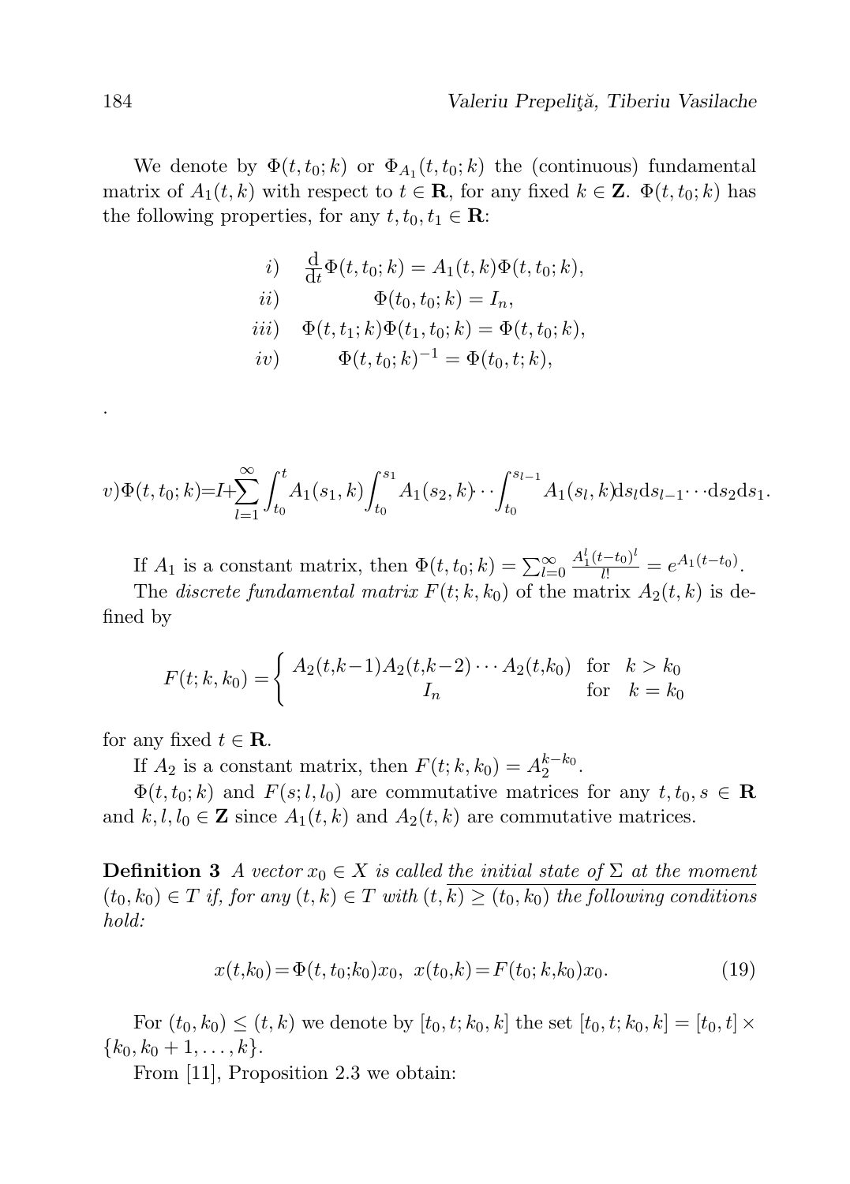We denote by $\Phi(t,t_0;k)$ or $\Phi_{A_1}(t,t_0;k)$ the (continuous) fundamental matrix of $A_1(t,k)$ with respect to $t \in \mathbf{R}$, for any fixed $k \in \mathbf{Z}$. $\Phi(t,t_0;k)$ has the following properties, for any $t, t_0, t_1 \in \mathbf{R}$:

$$
\begin{array}{rc}
i) & \frac{\mathrm{d}}{\mathrm{d}t}\Phi(t,t_0;k) = A_1(t,k)\Phi(t,t_0;k), \\
ii) & \Phi(t_0,t_0;k) = I_n, \\
iii) & \Phi(t,t_1;k)\Phi(t_1,t_0;k) = \Phi(t,t_0;k), \\
iv) & \Phi(t,t_0;k)^{-1} = \Phi(t_0,t;k),
\end{array}
$$

.

$$
v)\Phi(t,t_0;k) = I + \sum_{l=1}^{\infty}\int_{t_0}^{t} A_1(s_1,k)\int_{t_0}^{s_1} A_1(s_2,k)\cdots\int_{t_0}^{s_{l-1}} A_1(s_l,k)\mathrm{d}s_l\mathrm{d}s_{l-1}\cdots\mathrm{d}s_2\mathrm{d}s_1.
$$

If $A_1$ is a constant matrix, then $\Phi(t,t_0;k) = \sum_{l=0}^{\infty}\frac{A_1^l(t-t_0)^l}{l!} = e^{A_1(t-t_0)}$.

The *discrete fundamental matrix* $F(t;k,k_0)$ of the matrix $A_2(t,k)$ is defined by

$$
F(t;k,k_0) = \begin{cases} A_2(t,k-1)A_2(t,k-2)\cdots A_2(t,k_0) & \text{for } \ k > k_0 \\ I_n & \text{for } \ k = k_0 \end{cases}
$$

for any fixed $t \in \mathbf{R}$.

If $A_2$ is a constant matrix, then $F(t;k,k_0) = A_2^{k-k_0}$.

$\Phi(t,t_0;k)$ and $F(s;l,l_0)$ are commutative matrices for any $t, t_0, s \in \mathbf{R}$ and $k, l, l_0 \in \mathbf{Z}$ since $A_1(t,k)$ and $A_2(t,k)$ are commutative matrices.

**Definition 3** *A vector $x_0 \in X$ is called* <u>*the initial state of $\Sigma$ at the moment*</u> *$(t_0,k_0) \in T$ if, for any $(t,k) \in T$ with $(t,k) \geq (t_0,k_0)$ the following conditions hold:*

$$
x(t,k_0) = \Phi(t,t_0;k_0)x_0, \ \ x(t_0,k) = F(t_0;k,k_0)x_0. \tag{19}
$$

For $(t_0,k_0) \leq (t,k)$ we denote by $[t_0,t;k_0,k]$ the set $[t_0,t;k_0,k] = [t_0,t] \times \{k_0, k_0+1, \ldots, k\}$.

From [11], Proposition 2.3 we obtain: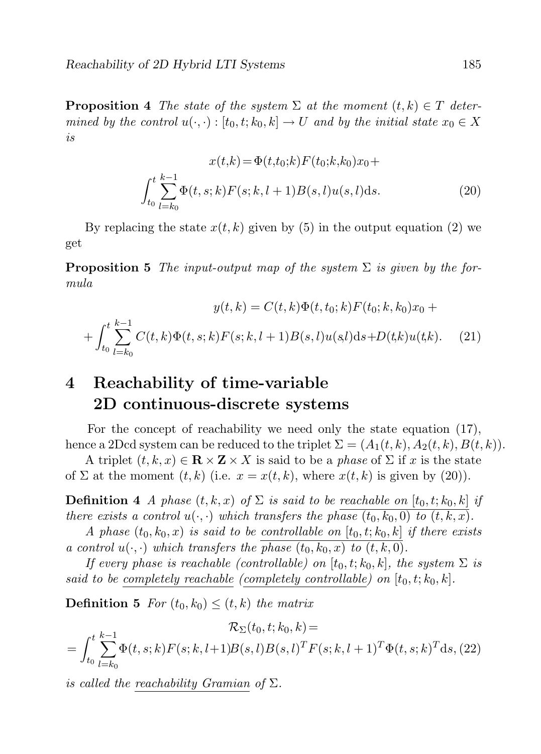**Proposition 4** *The state of the system $\Sigma$ at the moment $(t,k) \in T$ determined by the control $u(\cdot,\cdot) : [t_0, t; k_0, k] \to U$ and by the initial state $x_0 \in X$ is*

$$x(t,k) = \Phi(t,t_0;k)F(t_0;k,k_0)x_0 + \int_{t_0}^{t} \sum_{l=k_0}^{k-1} \Phi(t,s;k)F(s;k,l+1)B(s,l)u(s,l)\mathrm{d}s. \tag{20}$$

By replacing the state $x(t,k)$ given by (5) in the output equation (2) we get

**Proposition 5** *The input-output map of the system $\Sigma$ is given by the formula*

$$y(t,k) = C(t,k)\Phi(t,t_0;k)F(t_0;k,k_0)x_0 + \int_{t_0}^{t} \sum_{l=k_0}^{k-1} C(t,k)\Phi(t,s;k)F(s;k,l+1)B(s,l)u(s,l)\mathrm{d}s + D(t,k)u(t,k). \tag{21}$$

# 4 Reachability of time-variable 2D continuous-discrete systems

For the concept of reachability we need only the state equation (17), hence a 2Dcd system can be reduced to the triplet $\Sigma = (A_1(t,k), A_2(t,k), B(t,k))$.

A triplet $(t,k,x) \in \mathbf{R} \times \mathbf{Z} \times X$ is said to be a *phase* of $\Sigma$ if $x$ is the state of $\Sigma$ at the moment $(t,k)$ (i.e. $x = x(t,k)$, where $x(t,k)$ is given by (20)).

**Definition 4** *A phase $(t,k,x)$ of $\Sigma$ is said to be reachable on $[t_0,t;k_0,k]$ if there exists a control $u(\cdot,\cdot)$ which transfers the phase $(t_0,k_0,0)$ to $(t,k,x)$.*

*A phase $(t_0,k_0,x)$ is said to be controllable on $[t_0,t;k_0,k]$ if there exists a control $u(\cdot,\cdot)$ which transfers the phase $(t_0,k_0,x)$ to $(t,k,0)$.*

*If every phase is reachable (controllable) on $[t_0,t;k_0,k]$, the system $\Sigma$ is said to be completely reachable (completely controllable) on $[t_0,t;k_0,k]$.*

**Definition 5** *For $(t_0,k_0) \leq (t,k)$ the matrix*

$$\mathcal{R}_\Sigma(t_0,t;k_0,k) = \int_{t_0}^{t} \sum_{l=k_0}^{k-1} \Phi(t,s;k)F(s;k,l+1)B(s,l)B(s,l)^T F(s;k,l+1)^T \Phi(t,s;k)^T \mathrm{d}s, \tag{22}$$

*is called the reachability Gramian of $\Sigma$.*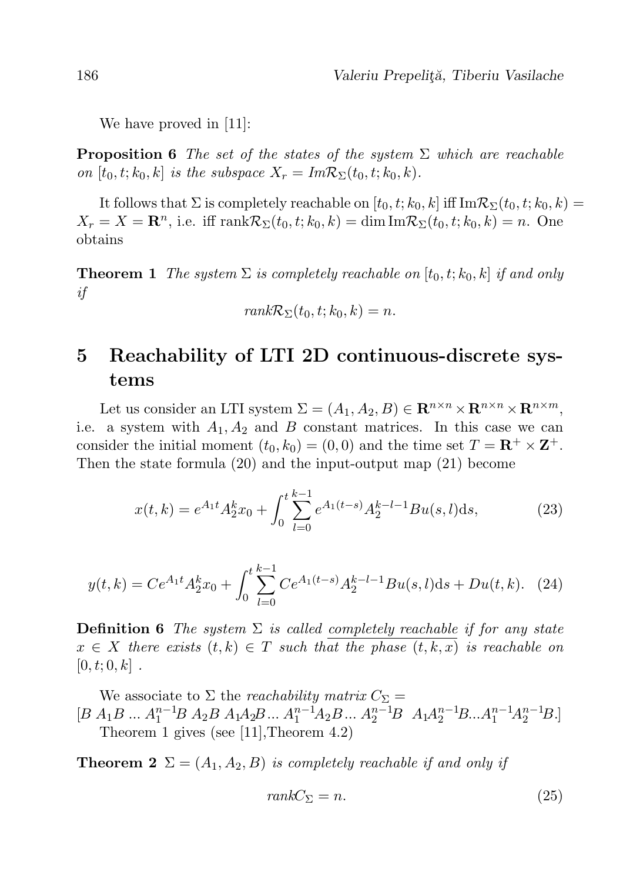We have proved in [11]:

**Proposition 6** *The set of the states of the system $\Sigma$ which are reachable on $[t_0, t; k_0, k]$ is the subspace $X_r = Im\mathcal{R}_\Sigma(t_0, t; k_0, k)$.*

It follows that $\Sigma$ is completely reachable on $[t_0, t; k_0, k]$ iff $\mathrm{Im}\mathcal{R}_\Sigma(t_0, t; k_0, k) = X_r = X = \mathbf{R}^n$, i.e. iff $\mathrm{rank}\mathcal{R}_\Sigma(t_0, t; k_0, k) = \dim \mathrm{Im}\mathcal{R}_\Sigma(t_0, t; k_0, k) = n$. One obtains

**Theorem 1** *The system $\Sigma$ is completely reachable on $[t_0, t; k_0, k]$ if and only if*

$$rank\mathcal{R}_\Sigma(t_0, t; k_0, k) = n.$$

# 5 Reachability of LTI 2D continuous-discrete systems

Let us consider an LTI system $\Sigma = (A_1, A_2, B) \in \mathbf{R}^{n\times n} \times \mathbf{R}^{n\times n} \times \mathbf{R}^{n\times m}$, i.e. a system with $A_1, A_2$ and $B$ constant matrices. In this case we can consider the initial moment $(t_0, k_0) = (0, 0)$ and the time set $T = \mathbf{R}^+ \times \mathbf{Z}^+$. Then the state formula (20) and the input-output map (21) become

$$x(t,k) = e^{A_1 t} A_2^k x_0 + \int_0^t \sum_{l=0}^{k-1} e^{A_1(t-s)} A_2^{k-l-1} B u(s,l) \mathrm{d}s, \tag{23}$$

$$y(t,k) = C e^{A_1 t} A_2^k x_0 + \int_0^t \sum_{l=0}^{k-1} C e^{A_1(t-s)} A_2^{k-l-1} B u(s,l) \mathrm{d}s + D u(t,k). \tag{24}$$

**Definition 6** *The system $\Sigma$ is called* <u>*completely reachable*</u> *if for any state $x \in X$ there exists $(t, k) \in T$ such that the phase $(t, k, x)$ is reachable on $[0, t; 0, k]$ .*

We associate to $\Sigma$ the *reachability matrix* $C_\Sigma =$
$[B \ A_1B \ ... \ A_1^{n-1}B \ A_2B \ A_1A_2B ... \ A_1^{n-1}A_2B ... \ A_2^{n-1}B \ \ A_1A_2^{n-1}B ... A_1^{n-1}A_2^{n-1}B.]$

Theorem 1 gives (see [11],Theorem 4.2)

**Theorem 2** *$\Sigma = (A_1, A_2, B)$ is completely reachable if and only if*

$$rankC_\Sigma = n. \tag{25}$$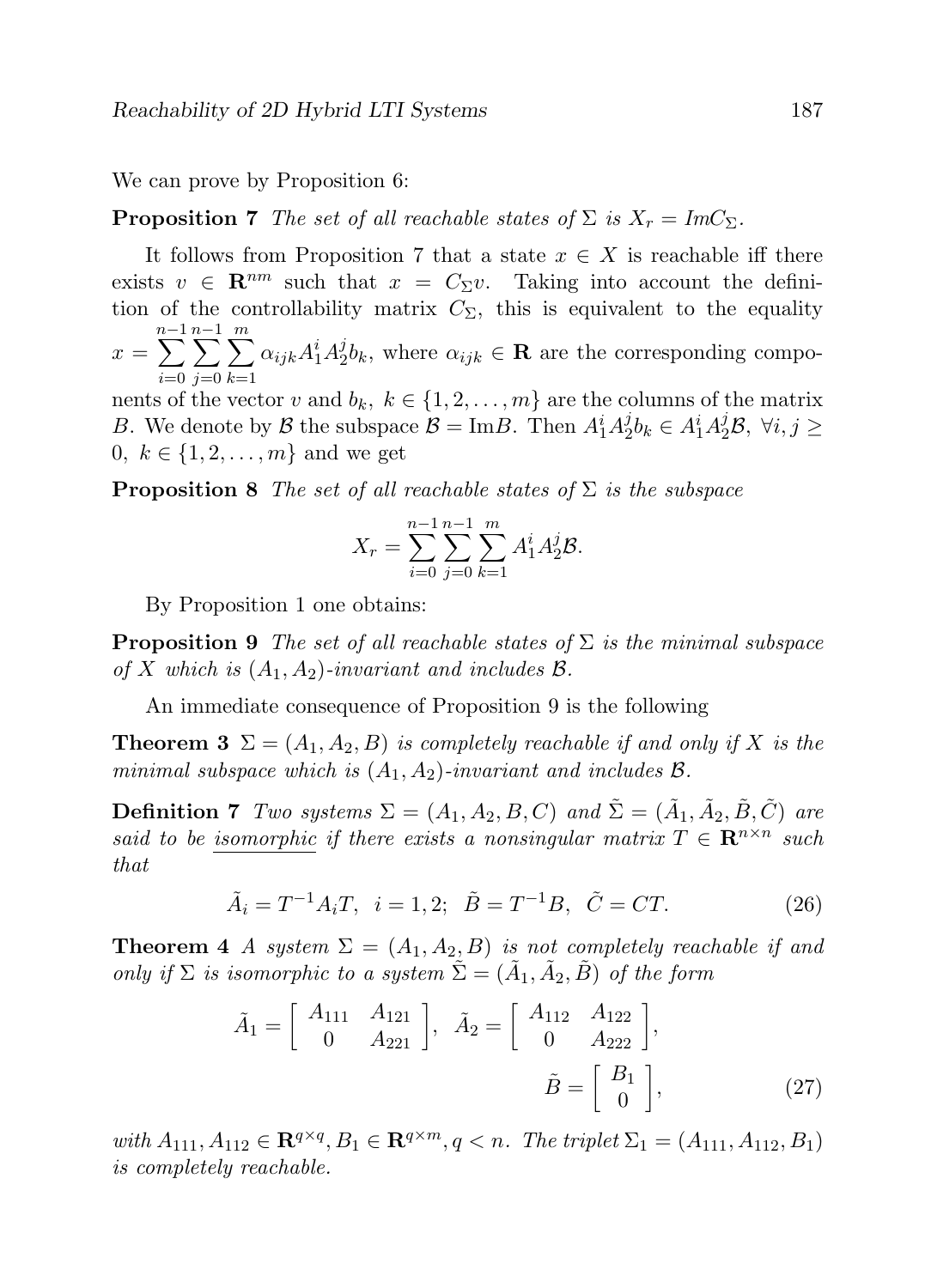We can prove by Proposition 6:

**Proposition 7** *The set of all reachable states of* $\Sigma$ *is* $X_r = ImC_\Sigma$.

It follows from Proposition 7 that a state $x \in X$ is reachable iff there exists $v \in \mathbf{R}^{nm}$ such that $x = C_\Sigma v$. Taking into account the definition of the controllability matrix $C_\Sigma$, this is equivalent to the equality $x = \sum_{i=0}^{n-1}\sum_{j=0}^{n-1}\sum_{k=1}^{m} \alpha_{ijk} A_1^i A_2^j b_k$, where $\alpha_{ijk} \in \mathbf{R}$ are the corresponding components of the vector $v$ and $b_k,\ k \in \{1, 2, \ldots, m\}$ are the columns of the matrix $B$. We denote by $\mathcal{B}$ the subspace $\mathcal{B} = \mathrm{Im}B$. Then $A_1^i A_2^j b_k \in A_1^i A_2^j \mathcal{B},\ \forall i, j \geq 0,\ k \in \{1, 2, \ldots, m\}$ and we get

**Proposition 8** *The set of all reachable states of* $\Sigma$ *is the subspace*

$$X_r = \sum_{i=0}^{n-1}\sum_{j=0}^{n-1}\sum_{k=1}^{m} A_1^i A_2^j \mathcal{B}.$$

By Proposition 1 one obtains:

**Proposition 9** *The set of all reachable states of* $\Sigma$ *is the minimal subspace of* $X$ *which is* $(A_1, A_2)$*-invariant and includes* $\mathcal{B}$.

An immediate consequence of Proposition 9 is the following

**Theorem 3** $\Sigma = (A_1, A_2, B)$ *is completely reachable if and only if* $X$ *is the minimal subspace which is* $(A_1, A_2)$*-invariant and includes* $\mathcal{B}$.

**Definition 7** *Two systems* $\Sigma = (A_1, A_2, B, C)$ *and* $\tilde{\Sigma} = (\tilde{A}_1, \tilde{A}_2, \tilde{B}, \tilde{C})$ *are said to be* <u>*isomorphic*</u> *if there exists a nonsingular matrix* $T \in \mathbf{R}^{n\times n}$ *such that*

$$\tilde{A}_i = T^{-1}A_iT, \ \ i = 1, 2; \ \ \tilde{B} = T^{-1}B, \ \ \tilde{C} = CT. \tag{26}$$

**Theorem 4** *A system* $\Sigma = (A_1, A_2, B)$ *is not completely reachable if and only if* $\Sigma$ *is isomorphic to a system* $\tilde{\Sigma} = (\tilde{A}_1, \tilde{A}_2, \tilde{B})$ *of the form*

$$\tilde{A}_1 = \begin{bmatrix} A_{111} & A_{121} \\ 0 & A_{221} \end{bmatrix}, \ \tilde{A}_2 = \begin{bmatrix} A_{112} & A_{122} \\ 0 & A_{222} \end{bmatrix}, \ \tilde{B} = \begin{bmatrix} B_1 \\ 0 \end{bmatrix}, \tag{27}$$

*with* $A_{111}, A_{112} \in \mathbf{R}^{q\times q}, B_1 \in \mathbf{R}^{q\times m}, q < n$. *The triplet* $\Sigma_1 = (A_{111}, A_{112}, B_1)$ *is completely reachable.*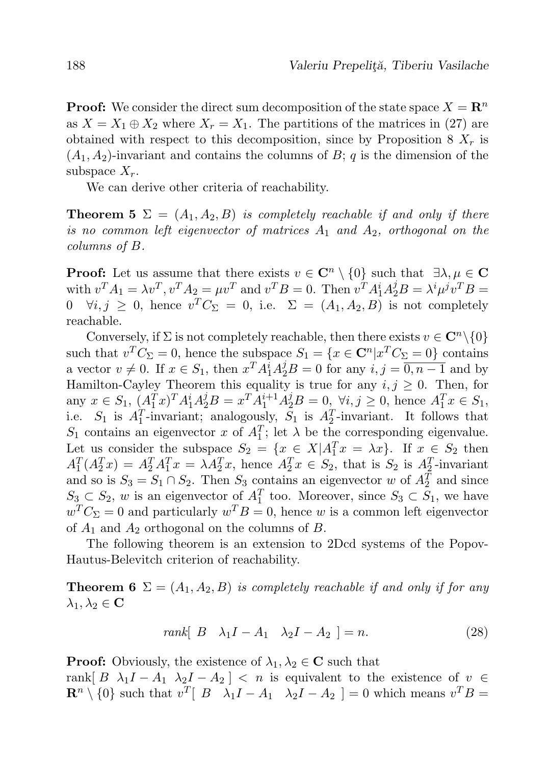**Proof:** We consider the direct sum decomposition of the state space $X = \mathbf{R}^n$ as $X = X_1 \oplus X_2$ where $X_r = X_1$. The partitions of the matrices in (27) are obtained with respect to this decomposition, since by Proposition 8 $X_r$ is $(A_1, A_2)$-invariant and contains the columns of $B$; $q$ is the dimension of the subspace $X_r$.

We can derive other criteria of reachability.

**Theorem 5** *$\Sigma = (A_1, A_2, B)$ is completely reachable if and only if there is no common left eigenvector of matrices $A_1$ and $A_2$, orthogonal on the columns of $B$.*

**Proof:** Let us assume that there exists $v \in \mathbf{C}^n \setminus \{0\}$ such that $\exists \lambda, \mu \in \mathbf{C}$ with $v^T A_1 = \lambda v^T, v^T A_2 = \mu v^T$ and $v^T B = 0$. Then $v^T A_1^i A_2^j B = \lambda^i \mu^j v^T B = 0 \quad \forall i, j \geq 0$, hence $v^T C_\Sigma = 0$, i.e. $\Sigma = (A_1, A_2, B)$ is not completely reachable.

Conversely, if $\Sigma$ is not completely reachable, then there exists $v \in \mathbf{C}^n \setminus \{0\}$ such that $v^T C_\Sigma = 0$, hence the subspace $S_1 = \{x \in \mathbf{C}^n | x^T C_\Sigma = 0\}$ contains a vector $v \neq 0$. If $x \in S_1$, then $x^T A_1^i A_2^j B = 0$ for any $i, j = \overline{0, n-1}$ and by Hamilton-Cayley Theorem this equality is true for any $i, j \geq 0$. Then, for any $x \in S_1$, $(A_1^T x)^T A_1^i A_2^j B = x^T A_1^{i+1} A_2^j B = 0, \ \forall i, j \geq 0$, hence $A_1^T x \in S_1$, i.e. $S_1$ is $A_1^T$-invariant; analogously, $S_1$ is $A_2^T$-invariant. It follows that $S_1$ contains an eigenvector $x$ of $A_1^T$; let $\lambda$ be the corresponding eigenvalue. Let us consider the subspace $S_2 = \{x \in X | A_1^T x = \lambda x\}$. If $x \in S_2$ then $A_1^T (A_2^T x) = A_2^T A_1^T x = \lambda A_2^T x$, hence $A_2^T x \in S_2$, that is $S_2$ is $A_2^T$-invariant and so is $S_3 = S_1 \cap S_2$. Then $S_3$ contains an eigenvector $w$ of $A_2^T$ and since $S_3 \subset S_2$, $w$ is an eigenvector of $A_1^T$ too. Moreover, since $S_3 \subset S_1$, we have $w^T C_\Sigma = 0$ and particularly $w^T B = 0$, hence $w$ is a common left eigenvector of $A_1$ and $A_2$ orthogonal on the columns of $B$.

The following theorem is an extension to 2Dcd systems of the Popov-Hautus-Belevitch criterion of reachability.

**Theorem 6** *$\Sigma = (A_1, A_2, B)$ is completely reachable if and only if for any $\lambda_1, \lambda_2 \in \mathbf{C}$*

$$\text{rank}[\ B \quad \lambda_1 I - A_1 \quad \lambda_2 I - A_2\ ] = n. \tag{28}$$

**Proof:** Obviously, the existence of $\lambda_1, \lambda_2 \in \mathbf{C}$ such that $\text{rank}[\ B \ \ \lambda_1 I - A_1 \ \ \lambda_2 I - A_2\ ] < n$ is equivalent to the existence of $v \in \mathbf{R}^n \setminus \{0\}$ such that $v^T [\ B \quad \lambda_1 I - A_1 \quad \lambda_2 I - A_2\ ] = 0$ which means $v^T B =$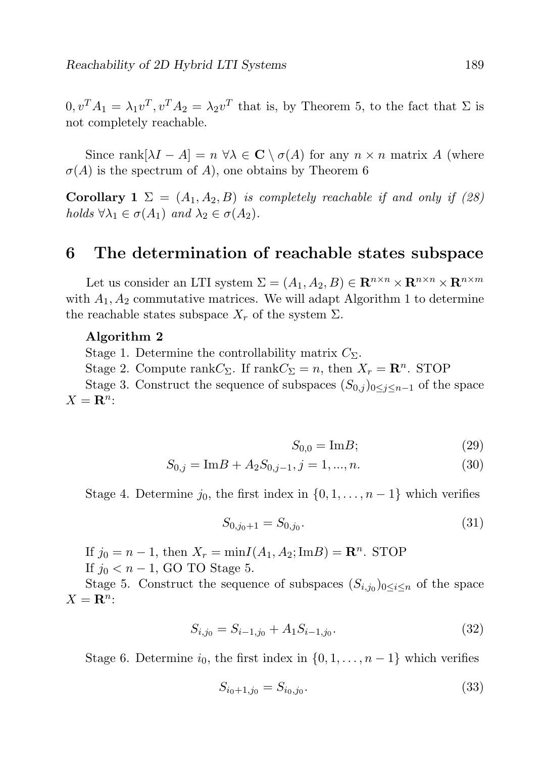$0, v^T A_1 = \lambda_1 v^T, v^T A_2 = \lambda_2 v^T$ that is, by Theorem 5, to the fact that $\Sigma$ is not completely reachable.

Since $\text{rank}[\lambda I - A] = n \ \forall \lambda \in \mathbf{C} \setminus \sigma(A)$ for any $n \times n$ matrix $A$ (where $\sigma(A)$ is the spectrum of $A$), one obtains by Theorem 6

**Corollary 1** *$\Sigma = (A_1, A_2, B)$ is completely reachable if and only if (28) holds $\forall \lambda_1 \in \sigma(A_1)$ and $\lambda_2 \in \sigma(A_2)$.*

## 6 The determination of reachable states subspace

Let us consider an LTI system $\Sigma = (A_1, A_2, B) \in \mathbf{R}^{n \times n} \times \mathbf{R}^{n \times n} \times \mathbf{R}^{n \times m}$ with $A_1, A_2$ commutative matrices. We will adapt Algorithm 1 to determine the reachable states subspace $X_r$ of the system $\Sigma$.

**Algorithm 2**

Stage 1. Determine the controllability matrix $C_\Sigma$.

Stage 2. Compute $\text{rank} C_\Sigma$. If $\text{rank} C_\Sigma = n$, then $X_r = \mathbf{R}^n$. STOP

Stage 3. Construct the sequence of subspaces $(S_{0,j})_{0 \le j \le n-1}$ of the space $X = \mathbf{R}^n$:

$$S_{0,0} = \text{Im} B; \tag{29}$$

$$S_{0,j} = \text{Im} B + A_2 S_{0,j-1}, j = 1, ..., n. \tag{30}$$

Stage 4. Determine $j_0$, the first index in $\{0, 1, \ldots, n-1\}$ which verifies

$$S_{0,j_0+1} = S_{0,j_0}. \tag{31}$$

If $j_0 = n-1$, then $X_r = \min I(A_1, A_2; \text{Im} B) = \mathbf{R}^n$. STOP

If $j_0 < n-1$, GO TO Stage 5.

Stage 5. Construct the sequence of subspaces $(S_{i,j_0})_{0 \le i \le n}$ of the space $X = \mathbf{R}^n$:

$$S_{i,j_0} = S_{i-1,j_0} + A_1 S_{i-1,j_0}. \tag{32}$$

Stage 6. Determine $i_0$, the first index in $\{0, 1, \ldots, n-1\}$ which verifies

$$S_{i_0+1,j_0} = S_{i_0,j_0}. \tag{33}$$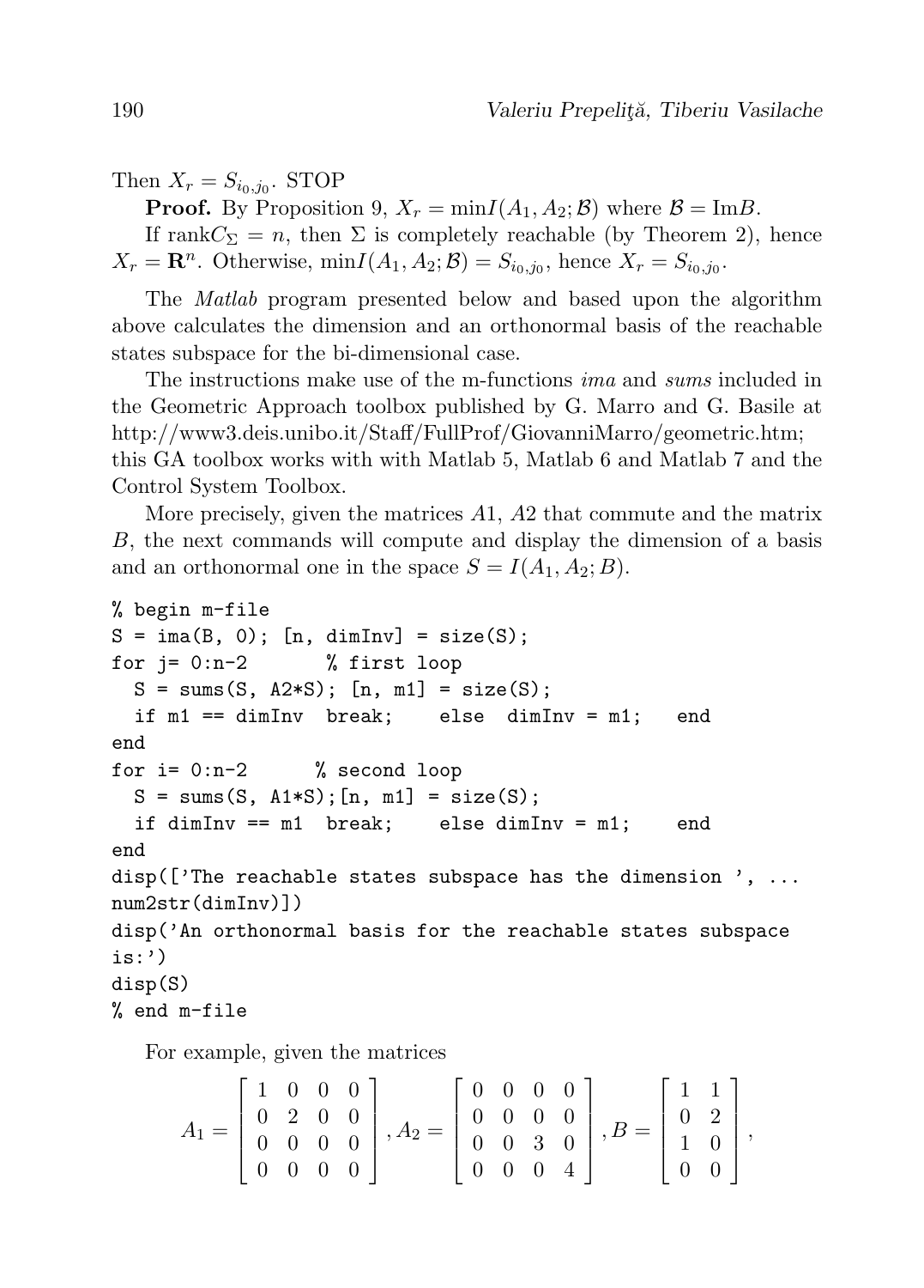Then $X_r = S_{i_0,j_0}$. STOP

**Proof.** By Proposition 9, $X_r = \min I(A_1, A_2; \mathcal{B})$ where $\mathcal{B} = \mathrm{Im} B$.

If $\mathrm{rank} C_\Sigma = n$, then $\Sigma$ is completely reachable (by Theorem 2), hence $X_r = \mathbf{R}^n$. Otherwise, $\min I(A_1, A_2; \mathcal{B}) = S_{i_0,j_0}$, hence $X_r = S_{i_0,j_0}$.

The *Matlab* program presented below and based upon the algorithm above calculates the dimension and an orthonormal basis of the reachable states subspace for the bi-dimensional case.

The instructions make use of the m-functions *ima* and *sums* included in the Geometric Approach toolbox published by G. Marro and G. Basile at http://www3.deis.unibo.it/Staff/FullProf/GiovanniMarro/geometric.htm; this GA toolbox works with with Matlab 5, Matlab 6 and Matlab 7 and the Control System Toolbox.

More precisely, given the matrices $A1$, $A2$ that commute and the matrix $B$, the next commands will compute and display the dimension of a basis and an orthonormal one in the space $S = I(A_1, A_2; B)$.

```
% begin m-file
S = ima(B, 0); [n, dimInv] = size(S);
for j= 0:n-2       % first loop
  S = sums(S, A2*S); [n, m1] = size(S);
  if m1 == dimInv  break;    else  dimInv = m1;   end
end
for i= 0:n-2      % second loop
  S = sums(S, A1*S);[n, m1] = size(S);
  if dimInv == m1  break;    else dimInv = m1;    end
end
disp(['The reachable states subspace has the dimension ', ...
num2str(dimInv)])
disp('An orthonormal basis for the reachable states subspace
is:')
disp(S)
% end m-file
```

For example, given the matrices

$$A_1 = \begin{bmatrix} 1 & 0 & 0 & 0 \\ 0 & 2 & 0 & 0 \\ 0 & 0 & 0 & 0 \\ 0 & 0 & 0 & 0 \end{bmatrix}, A_2 = \begin{bmatrix} 0 & 0 & 0 & 0 \\ 0 & 0 & 0 & 0 \\ 0 & 0 & 3 & 0 \\ 0 & 0 & 0 & 4 \end{bmatrix}, B = \begin{bmatrix} 1 & 1 \\ 0 & 2 \\ 1 & 0 \\ 0 & 0 \end{bmatrix},$$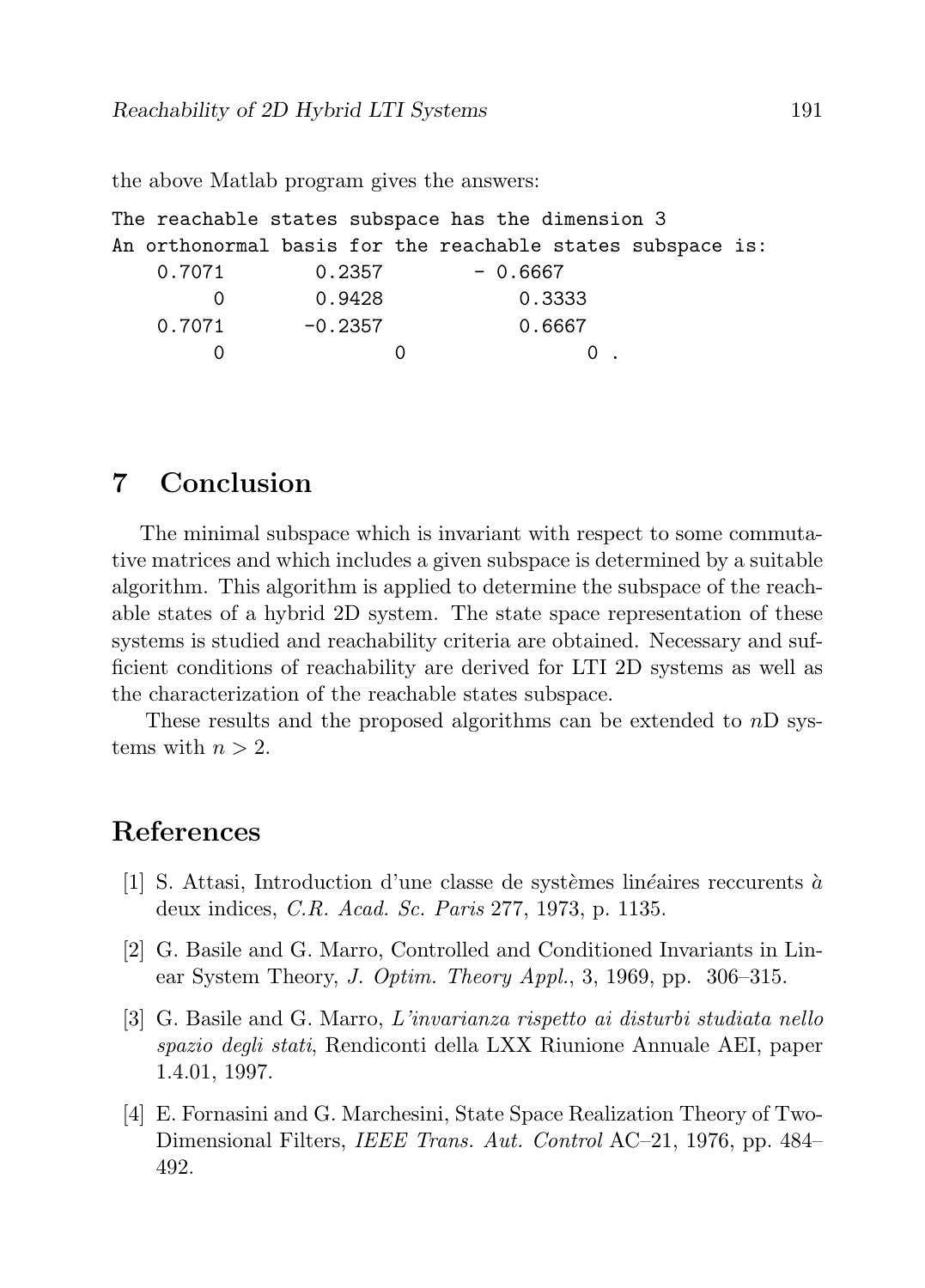the above Matlab program gives the answers:

```
The reachable states subspace has the dimension 3
An orthonormal basis for the reachable states subspace is:
    0.7071        0.2357        - 0.6667
         0        0.9428           0.3333
    0.7071       -0.2357           0.6667
         0             0                0 .
```

## 7 Conclusion

The minimal subspace which is invariant with respect to some commutative matrices and which includes a given subspace is determined by a suitable algorithm. This algorithm is applied to determine the subspace of the reachable states of a hybrid 2D system. The state space representation of these systems is studied and reachability criteria are obtained. Necessary and sufficient conditions of reachability are derived for LTI 2D systems as well as the characterization of the reachable states subspace.

These results and the proposed algorithms can be extended to $n$D systems with $n > 2$.

## References

[1] S. Attasi, Introduction d'une classe de systèmes linéaires reccurents à deux indices, *C.R. Acad. Sc. Paris* 277, 1973, p. 1135.

[2] G. Basile and G. Marro, Controlled and Conditioned Invariants in Linear System Theory, *J. Optim. Theory Appl.*, 3, 1969, pp. 306–315.

[3] G. Basile and G. Marro, *L'invarianza rispetto ai disturbi studiata nello spazio degli stati*, Rendiconti della LXX Riunione Annuale AEI, paper 1.4.01, 1997.

[4] E. Fornasini and G. Marchesini, State Space Realization Theory of Two-Dimensional Filters, *IEEE Trans. Aut. Control* AC–21, 1976, pp. 484–492.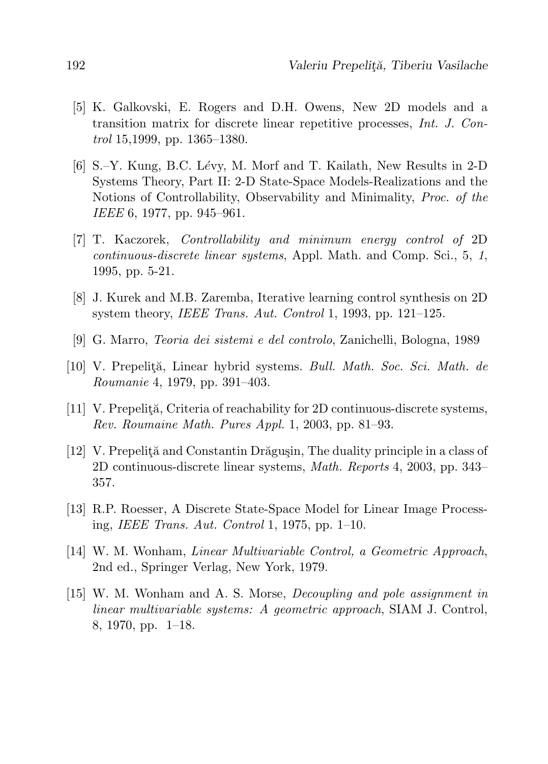[5] K. Galkovski, E. Rogers and D.H. Owens, New 2D models and a transition matrix for discrete linear repetitive processes, *Int. J. Control* 15,1999, pp. 1365–1380.

[6] S.–Y. Kung, B.C. Lévy, M. Morf and T. Kailath, New Results in 2-D Systems Theory, Part II: 2-D State-Space Models-Realizations and the Notions of Controllability, Observability and Minimality, *Proc. of the IEEE* 6, 1977, pp. 945–961.

[7] T. Kaczorek, *Controllability and minimum energy control of* 2D *continuous-discrete linear systems*, Appl. Math. and Comp. Sci., 5, *1*, 1995, pp. 5-21.

[8] J. Kurek and M.B. Zaremba, Iterative learning control synthesis on 2D system theory, *IEEE Trans. Aut. Control* 1, 1993, pp. 121–125.

[9] G. Marro, *Teoria dei sistemi e del controlo*, Zanichelli, Bologna, 1989

[10] V. Prepeliţă, Linear hybrid systems. *Bull. Math. Soc. Sci. Math. de Roumanie* 4, 1979, pp. 391–403.

[11] V. Prepeliţă, Criteria of reachability for 2D continuous-discrete systems, *Rev. Roumaine Math. Pures Appl.* 1, 2003, pp. 81–93.

[12] V. Prepeliţă and Constantin Drăguşin, The duality principle in a class of 2D continuous-discrete linear systems, *Math. Reports* 4, 2003, pp. 343–357.

[13] R.P. Roesser, A Discrete State-Space Model for Linear Image Processing, *IEEE Trans. Aut. Control* 1, 1975, pp. 1–10.

[14] W. M. Wonham, *Linear Multivariable Control, a Geometric Approach*, 2nd ed., Springer Verlag, New York, 1979.

[15] W. M. Wonham and A. S. Morse, *Decoupling and pole assignment in linear multivariable systems: A geometric approach*, SIAM J. Control, 8, 1970, pp. 1–18.